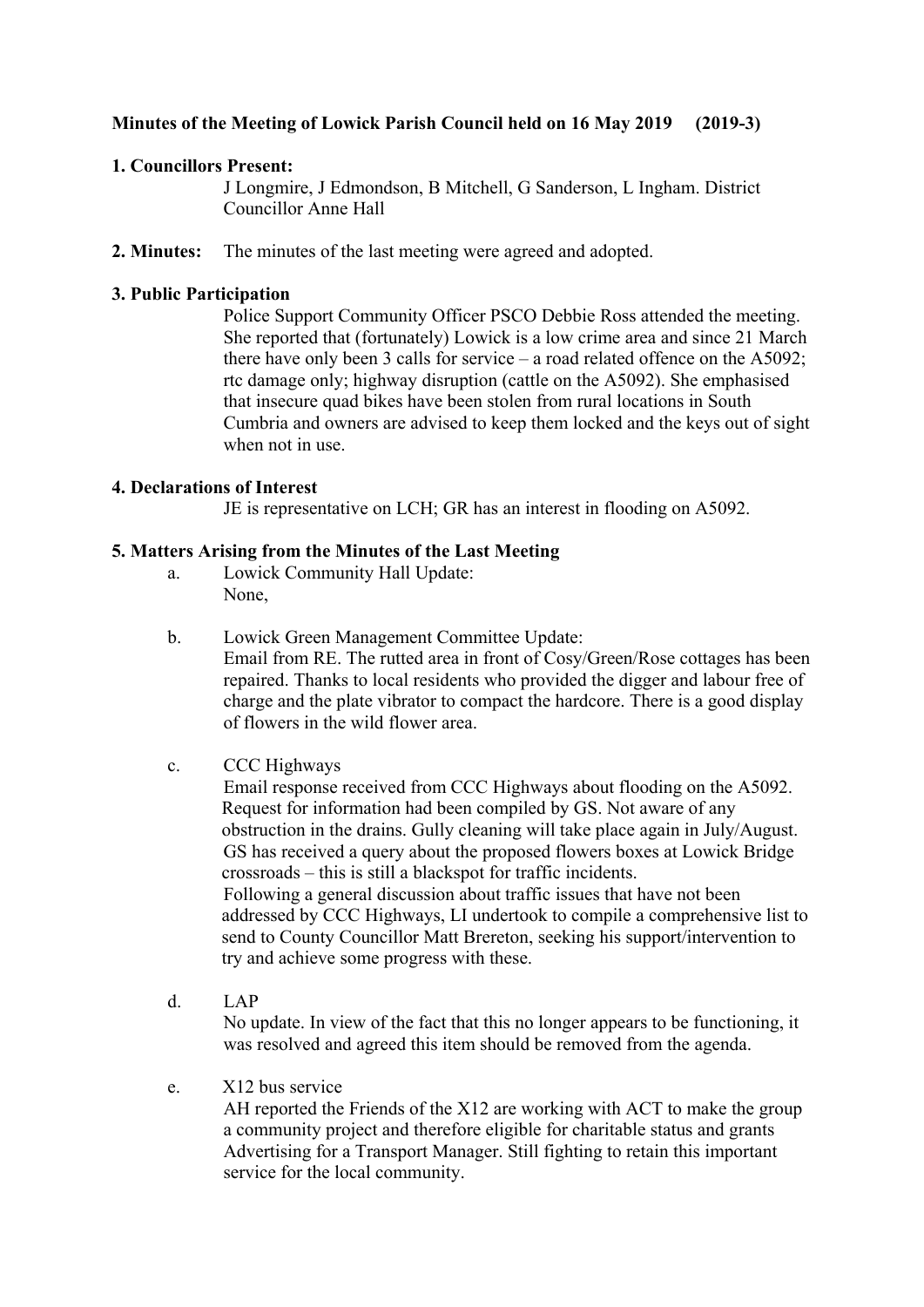**Minutes of the Meeting of Lowick Parish Council held on 16 May 2019 (2019-3)**

**1. Councillors Present:**

J Longmire, J Edmondson, B Mitchell, G Sanderson, L Ingham. District Councillor Anne Hall

**2. Minutes:** The minutes of the last meeting were agreed and adopted.

**3. Public Participation**

Police Support Community Officer PSCO Debbie Ross attended the meeting. She reported that (fortunately) Lowick is a low crime area and since 21 March there have only been 3 calls for service – a road related offence on the A5092; rtc damage only; highway disruption (cattle on the A5092). She emphasised that insecure quad bikes have been stolen from rural locations in South Cumbria and owners are advised to keep them locked and the keys out of sight when not in use.

**4. Declarations of Interest**

JE is representative on LCH; GR has an interest in flooding on A5092.

**5. Matters Arising from the Minutes of the Last Meeting**

a. Lowick Community Hall Update:
None,

b. Lowick Green Management Committee Update:
Email from RE. The rutted area in front of Cosy/Green/Rose cottages has been repaired. Thanks to local residents who provided the digger and labour free of charge and the plate vibrator to compact the hardcore. There is a good display of flowers in the wild flower area.

c. CCC Highways
Email response received from CCC Highways about flooding on the A5092. Request for information had been compiled by GS. Not aware of any obstruction in the drains. Gully cleaning will take place again in July/August. GS has received a query about the proposed flowers boxes at Lowick Bridge crossroads – this is still a blackspot for traffic incidents.
Following a general discussion about traffic issues that have not been addressed by CCC Highways, LI undertook to compile a comprehensive list to send to County Councillor Matt Brereton, seeking his support/intervention to try and achieve some progress with these.

d. LAP
No update. In view of the fact that this no longer appears to be functioning, it was resolved and agreed this item should be removed from the agenda.

e. X12 bus service
AH reported the Friends of the X12 are working with ACT to make the group a community project and therefore eligible for charitable status and grants Advertising for a Transport Manager. Still fighting to retain this important service for the local community.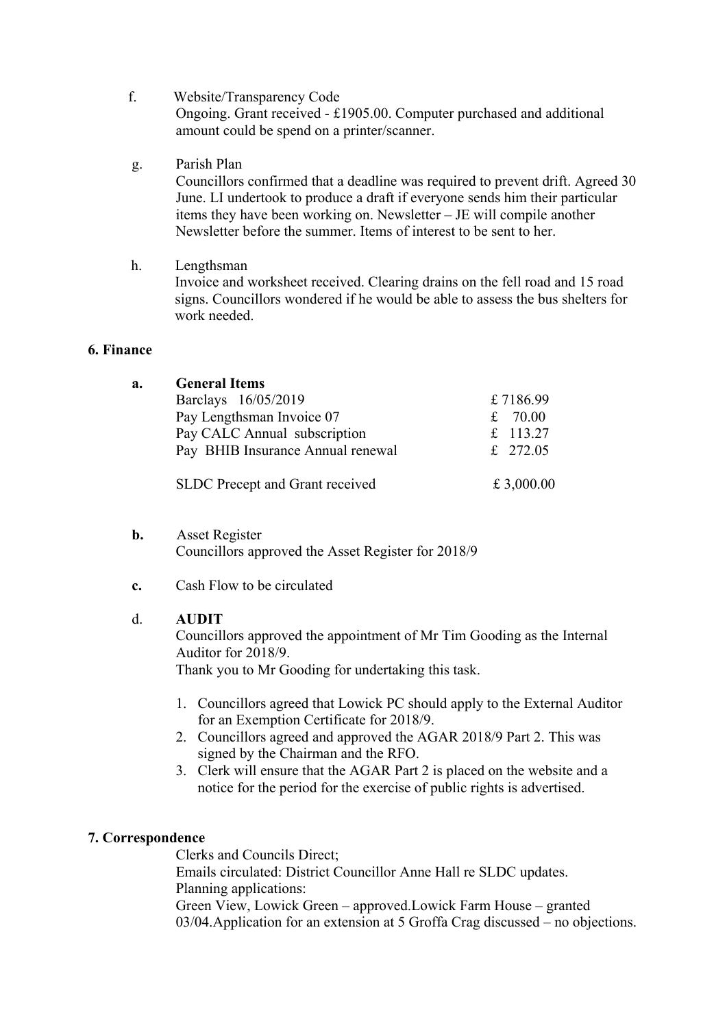f. Website/Transparency Code

Ongoing. Grant received - £1905.00. Computer purchased and additional amount could be spend on a printer/scanner.

g. Parish Plan

Councillors confirmed that a deadline was required to prevent drift. Agreed 30 June. LI undertook to produce a draft if everyone sends him their particular items they have been working on. Newsletter – JE will compile another Newsletter before the summer. Items of interest to be sent to her.

h. Lengthsman

Invoice and worksheet received. Clearing drains on the fell road and 15 road signs. Councillors wondered if he would be able to assess the bus shelters for work needed.

**6. Finance**

**a. General Items**

| | |
|---|---|
| Barclays 16/05/2019 | £ 7186.99 |
| Pay Lengthsman Invoice 07 | £ 70.00 |
| Pay CALC Annual subscription | £ 113.27 |
| Pay BHIB Insurance Annual renewal | £ 272.05 |
| SLDC Precept and Grant received | £ 3,000.00 |

**b.** Asset Register

Councillors approved the Asset Register for 2018/9

**c.** Cash Flow to be circulated

d. **AUDIT**

Councillors approved the appointment of Mr Tim Gooding as the Internal Auditor for 2018/9.

Thank you to Mr Gooding for undertaking this task.

1. Councillors agreed that Lowick PC should apply to the External Auditor for an Exemption Certificate for 2018/9.
2. Councillors agreed and approved the AGAR 2018/9 Part 2. This was signed by the Chairman and the RFO.
3. Clerk will ensure that the AGAR Part 2 is placed on the website and a notice for the period for the exercise of public rights is advertised.

**7. Correspondence**

Clerks and Councils Direct;

Emails circulated: District Councillor Anne Hall re SLDC updates.

Planning applications:

Green View, Lowick Green – approved.Lowick Farm House – granted 03/04.Application for an extension at 5 Groffa Crag discussed – no objections.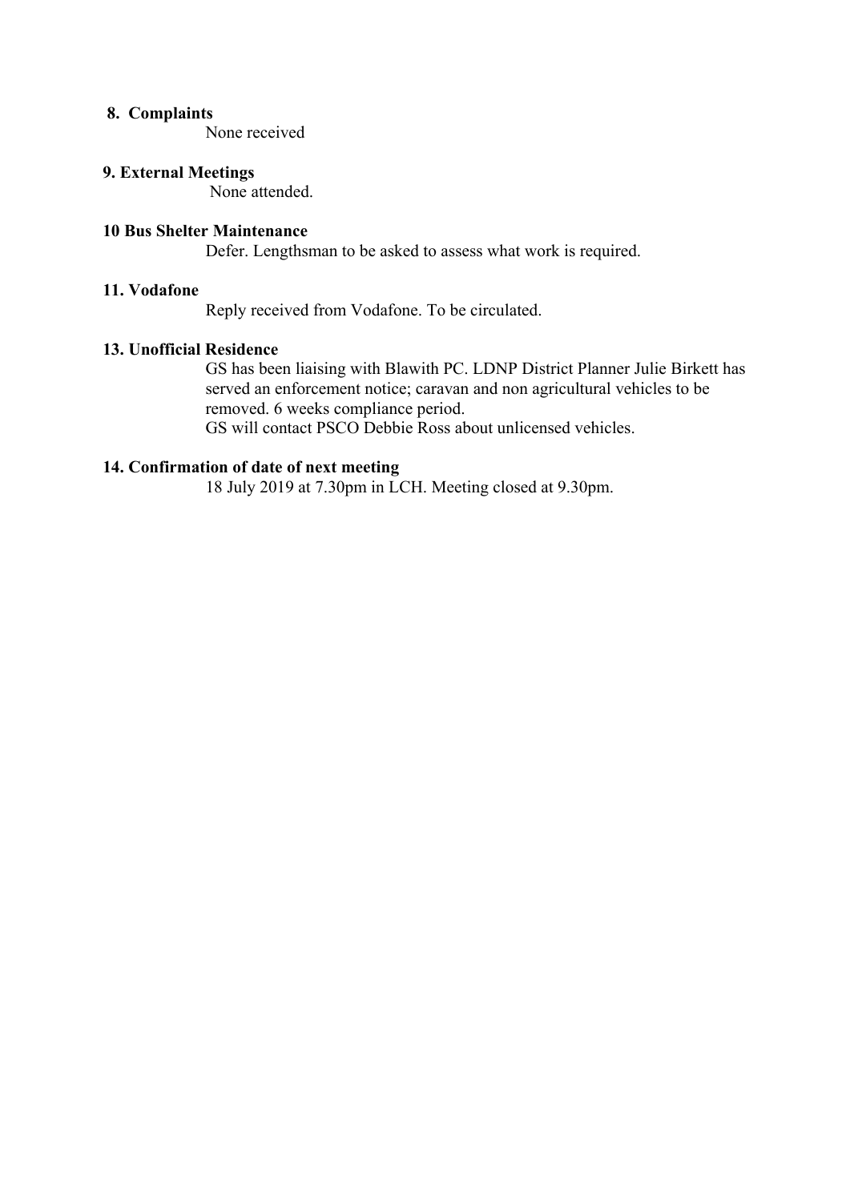**8. Complaints**

None received

**9. External Meetings**

None attended.

**10 Bus Shelter Maintenance**

Defer. Lengthsman to be asked to assess what work is required.

**11. Vodafone**

Reply received from Vodafone. To be circulated.

**13. Unofficial Residence**

GS has been liaising with Blawith PC. LDNP District Planner Julie Birkett has served an enforcement notice; caravan and non agricultural vehicles to be removed. 6 weeks compliance period.

GS will contact PSCO Debbie Ross about unlicensed vehicles.

**14. Confirmation of date of next meeting**

18 July 2019 at 7.30pm in LCH. Meeting closed at 9.30pm.